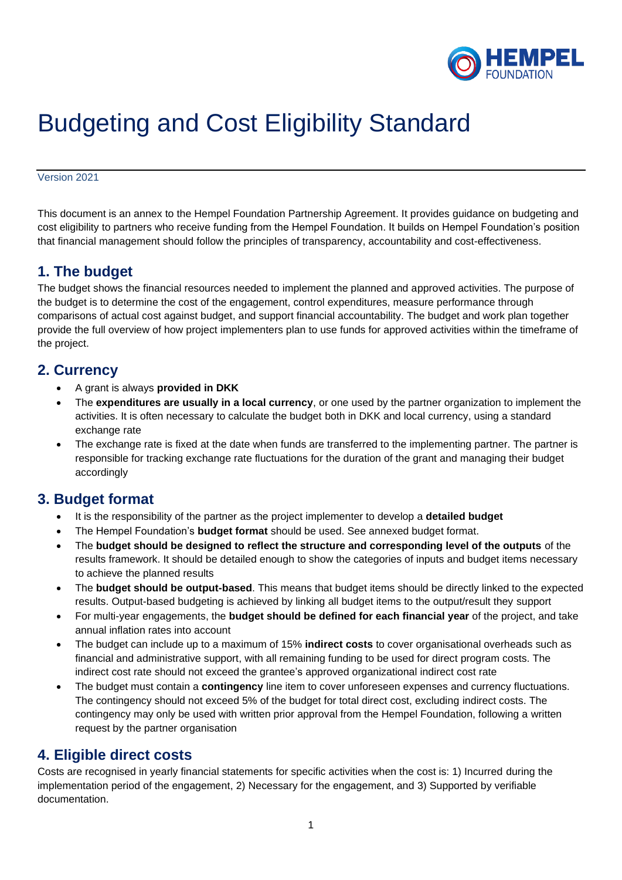# Budgeting and Cost Eligibility Standard

Version 2021

This document is an annex to the Hempel Foundation Partnership Agreement. It provides guidance on budgeting and cost eligibility to partners who receive funding from the Hempel Foundation. It builds on Hempel Foundation's position that financial management should follow the principles of transparency, accountability and cost-effectiveness.

## 1. The budget

The budget shows the financial resources needed to implement the planned and approved activities. The purpose of the budget is to determine the cost of the engagement, control expenditures, measure performance through comparisons of actual cost against budget, and support financial accountability. The budget and work plan together provide the full overview of how project implementers plan to use funds for approved activities within the timeframe of the project.

## 2. Currency

- A grant is always **provided in DKK**
- The **expenditures are usually in a local currency**, or one used by the partner organization to implement the activities. It is often necessary to calculate the budget both in DKK and local currency, using a standard exchange rate
- The exchange rate is fixed at the date when funds are transferred to the implementing partner. The partner is responsible for tracking exchange rate fluctuations for the duration of the grant and managing their budget accordingly

## 3. Budget format

- It is the responsibility of the partner as the project implementer to develop a **detailed budget**
- The Hempel Foundation's **budget format** should be used. See annexed budget format.
- The **budget should be designed to reflect the structure and corresponding level of the outputs** of the results framework. It should be detailed enough to show the categories of inputs and budget items necessary to achieve the planned results
- The **budget should be output-based**. This means that budget items should be directly linked to the expected results. Output-based budgeting is achieved by linking all budget items to the output/result they support
- For multi-year engagements, the **budget should be defined for each financial year** of the project, and take annual inflation rates into account
- The budget can include up to a maximum of 15% **indirect costs** to cover organisational overheads such as financial and administrative support, with all remaining funding to be used for direct program costs. The indirect cost rate should not exceed the grantee's approved organizational indirect cost rate
- The budget must contain a **contingency** line item to cover unforeseen expenses and currency fluctuations. The contingency should not exceed 5% of the budget for total direct cost, excluding indirect costs. The contingency may only be used with written prior approval from the Hempel Foundation, following a written request by the partner organisation

## 4. Eligible direct costs

Costs are recognised in yearly financial statements for specific activities when the cost is: 1) Incurred during the implementation period of the engagement, 2) Necessary for the engagement, and 3) Supported by verifiable documentation.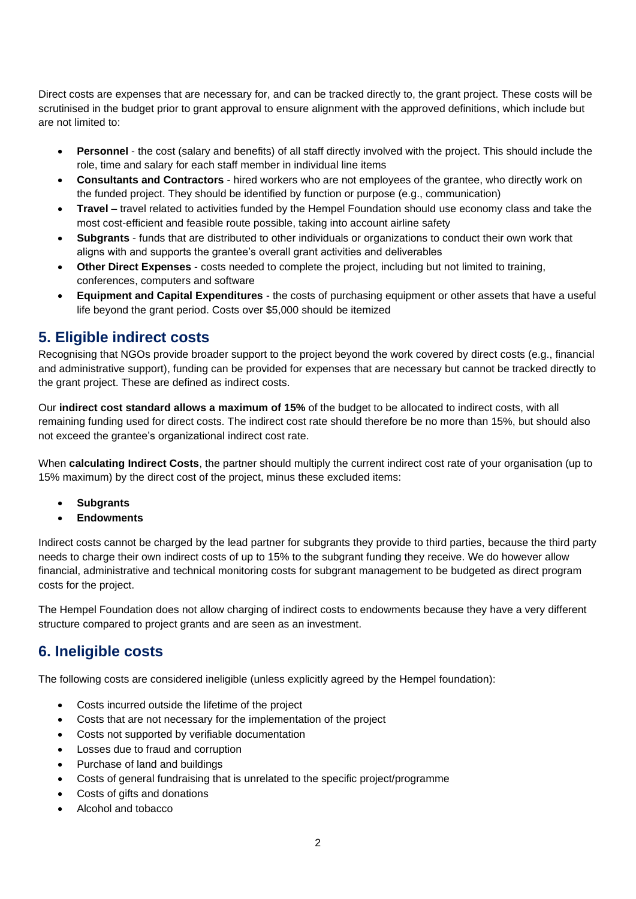Direct costs are expenses that are necessary for, and can be tracked directly to, the grant project. These costs will be scrutinised in the budget prior to grant approval to ensure alignment with the approved definitions, which include but are not limited to:

- **Personnel** - the cost (salary and benefits) of all staff directly involved with the project. This should include the role, time and salary for each staff member in individual line items
- **Consultants and Contractors** - hired workers who are not employees of the grantee, who directly work on the funded project. They should be identified by function or purpose (e.g., communication)
- **Travel** – travel related to activities funded by the Hempel Foundation should use economy class and take the most cost-efficient and feasible route possible, taking into account airline safety
- **Subgrants** - funds that are distributed to other individuals or organizations to conduct their own work that aligns with and supports the grantee's overall grant activities and deliverables
- **Other Direct Expenses** - costs needed to complete the project, including but not limited to training, conferences, computers and software
- **Equipment and Capital Expenditures** - the costs of purchasing equipment or other assets that have a useful life beyond the grant period. Costs over $5,000 should be itemized

## 5. Eligible indirect costs

Recognising that NGOs provide broader support to the project beyond the work covered by direct costs (e.g., financial and administrative support), funding can be provided for expenses that are necessary but cannot be tracked directly to the grant project. These are defined as indirect costs.

Our **indirect cost standard allows a maximum of 15%** of the budget to be allocated to indirect costs, with all remaining funding used for direct costs. The indirect cost rate should therefore be no more than 15%, but should also not exceed the grantee's organizational indirect cost rate.

When **calculating Indirect Costs**, the partner should multiply the current indirect cost rate of your organisation (up to 15% maximum) by the direct cost of the project, minus these excluded items:

- **Subgrants**
- **Endowments**

Indirect costs cannot be charged by the lead partner for subgrants they provide to third parties, because the third party needs to charge their own indirect costs of up to 15% to the subgrant funding they receive. We do however allow financial, administrative and technical monitoring costs for subgrant management to be budgeted as direct program costs for the project.

The Hempel Foundation does not allow charging of indirect costs to endowments because they have a very different structure compared to project grants and are seen as an investment.

## 6. Ineligible costs

The following costs are considered ineligible (unless explicitly agreed by the Hempel foundation):

- Costs incurred outside the lifetime of the project
- Costs that are not necessary for the implementation of the project
- Costs not supported by verifiable documentation
- Losses due to fraud and corruption
- Purchase of land and buildings
- Costs of general fundraising that is unrelated to the specific project/programme
- Costs of gifts and donations
- Alcohol and tobacco